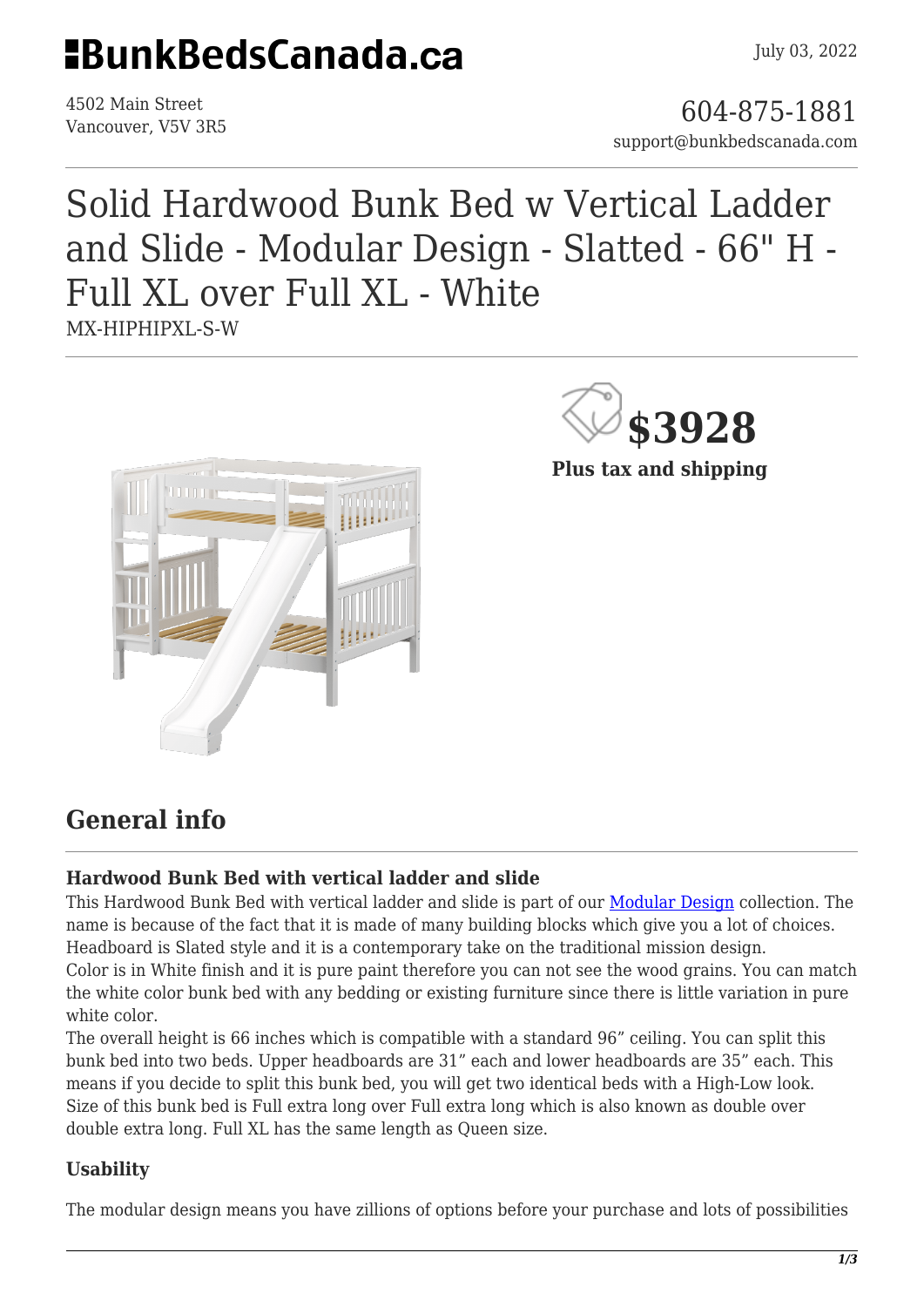# BunkBedsCanada.ca

July 03, 2022

4502 Main Street
Vancouver, V5V 3R5

604-875-1881
support@bunkbedscanada.com

# Solid Hardwood Bunk Bed w Vertical Ladder and Slide - Modular Design - Slatted - 66" H - Full XL over Full XL - White

MX-HIPHIPXL-S-W

**$3928**

**Plus tax and shipping**

## General info

### Hardwood Bunk Bed with vertical ladder and slide

This Hardwood Bunk Bed with vertical ladder and slide is part of our [Modular Design](#) collection. The name is because of the fact that it is made of many building blocks which give you a lot of choices. Headboard is Slated style and it is a contemporary take on the traditional mission design.
Color is in White finish and it is pure paint therefore you can not see the wood grains. You can match the white color bunk bed with any bedding or existing furniture since there is little variation in pure white color.
The overall height is 66 inches which is compatible with a standard 96" ceiling. You can split this bunk bed into two beds. Upper headboards are 31" each and lower headboards are 35" each. This means if you decide to split this bunk bed, you will get two identical beds with a High-Low look. Size of this bunk bed is Full extra long over Full extra long which is also known as double over double extra long. Full XL has the same length as Queen size.

### Usability

The modular design means you have zillions of options before your purchase and lots of possibilities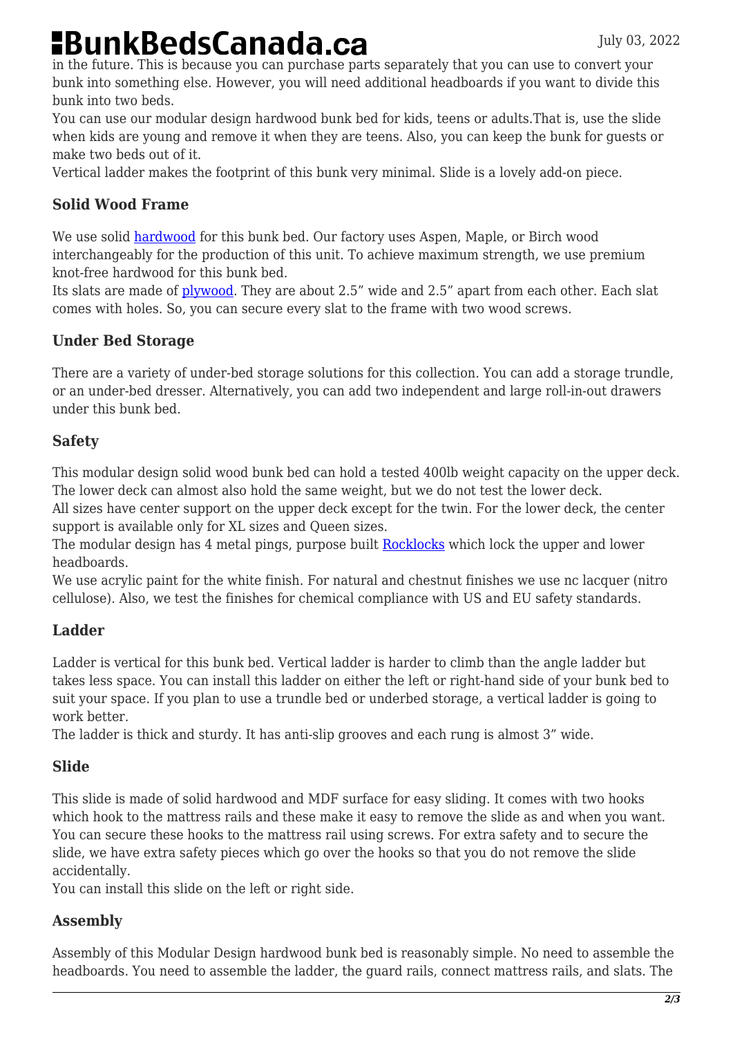in the future. This is because you can purchase parts separately that you can use to convert your bunk into something else. However, you will need additional headboards if you want to divide this bunk into two beds.
You can use our modular design hardwood bunk bed for kids, teens or adults.That is, use the slide when kids are young and remove it when they are teens. Also, you can keep the bunk for guests or make two beds out of it.
Vertical ladder makes the footprint of this bunk very minimal. Slide is a lovely add-on piece.

### Solid Wood Frame

We use solid [hardwood](hardwood) for this bunk bed. Our factory uses Aspen, Maple, or Birch wood interchangeably for the production of this unit. To achieve maximum strength, we use premium knot-free hardwood for this bunk bed.
Its slats are made of [plywood](plywood). They are about 2.5" wide and 2.5" apart from each other. Each slat comes with holes. So, you can secure every slat to the frame with two wood screws.

### Under Bed Storage

There are a variety of under-bed storage solutions for this collection. You can add a storage trundle, or an under-bed dresser. Alternatively, you can add two independent and large roll-in-out drawers under this bunk bed.

### Safety

This modular design solid wood bunk bed can hold a tested 400lb weight capacity on the upper deck. The lower deck can almost also hold the same weight, but we do not test the lower deck.
All sizes have center support on the upper deck except for the twin. For the lower deck, the center support is available only for XL sizes and Queen sizes.
The modular design has 4 metal pings, purpose built [Rocklocks](Rocklocks) which lock the upper and lower headboards.
We use acrylic paint for the white finish. For natural and chestnut finishes we use nc lacquer (nitro cellulose). Also, we test the finishes for chemical compliance with US and EU safety standards.

### Ladder

Ladder is vertical for this bunk bed. Vertical ladder is harder to climb than the angle ladder but takes less space. You can install this ladder on either the left or right-hand side of your bunk bed to suit your space. If you plan to use a trundle bed or underbed storage, a vertical ladder is going to work better.
The ladder is thick and sturdy. It has anti-slip grooves and each rung is almost 3" wide.

### Slide

This slide is made of solid hardwood and MDF surface for easy sliding. It comes with two hooks which hook to the mattress rails and these make it easy to remove the slide as and when you want. You can secure these hooks to the mattress rail using screws. For extra safety and to secure the slide, we have extra safety pieces which go over the hooks so that you do not remove the slide accidentally.
You can install this slide on the left or right side.

### Assembly

Assembly of this Modular Design hardwood bunk bed is reasonably simple. No need to assemble the headboards. You need to assemble the ladder, the guard rails, connect mattress rails, and slats. The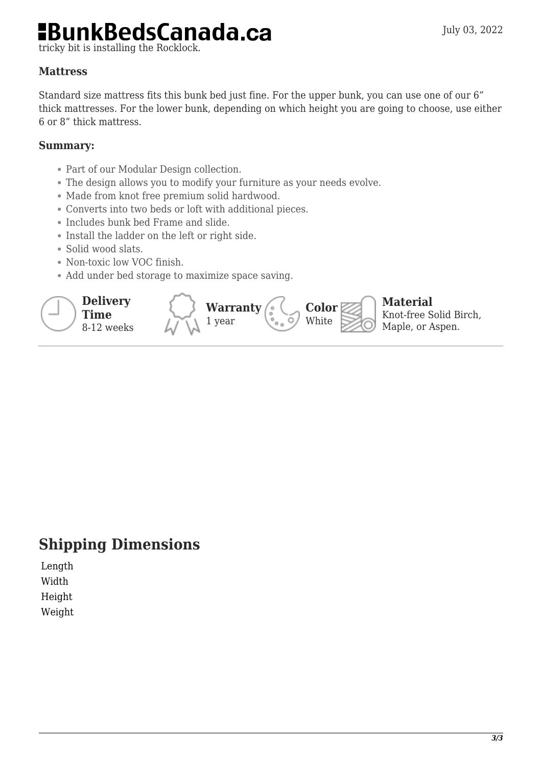tricky bit is installing the Rocklock.

**Mattress**

Standard size mattress fits this bunk bed just fine. For the upper bunk, you can use one of our 6" thick mattresses. For the lower bunk, depending on which height you are going to choose, use either 6 or 8" thick mattress.

**Summary:**

- Part of our Modular Design collection.
- The design allows you to modify your furniture as your needs evolve.
- Made from knot free premium solid hardwood.
- Converts into two beds or loft with additional pieces.
- Includes bunk bed Frame and slide.
- Install the ladder on the left or right side.
- Solid wood slats.
- Non-toxic low VOC finish.
- Add under bed storage to maximize space saving.

**Delivery Time**
8-12 weeks

**Warranty**
1 year

**Color**
White

**Material**
Knot-free Solid Birch, Maple, or Aspen.

## Shipping Dimensions

Length
Width
Height
Weight